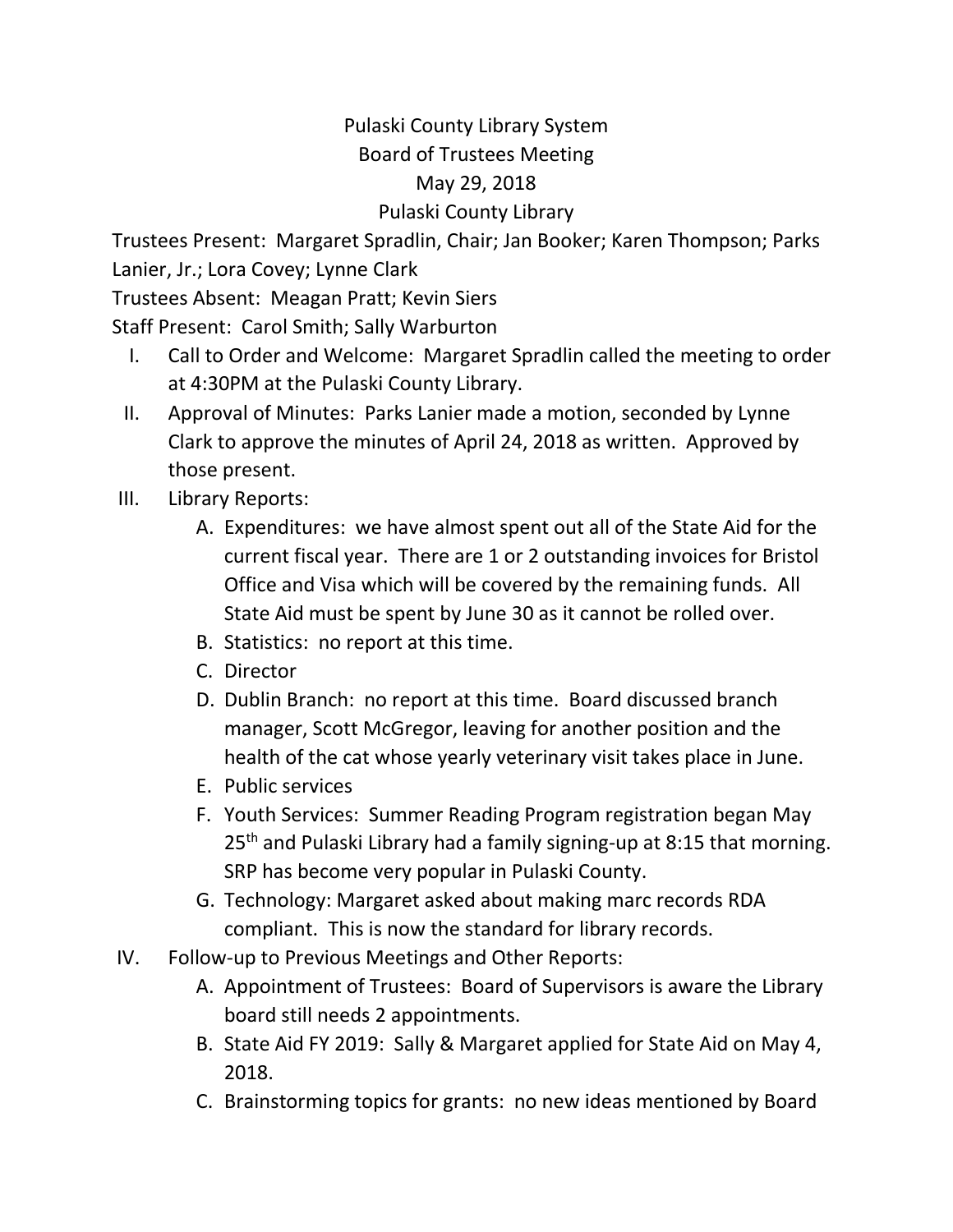# Pulaski County Library System
## Board of Trustees Meeting
### May 29, 2018
### Pulaski County Library

Trustees Present: Margaret Spradlin, Chair; Jan Booker; Karen Thompson; Parks Lanier, Jr.; Lora Covey; Lynne Clark

Trustees Absent: Meagan Pratt; Kevin Siers

Staff Present: Carol Smith; Sally Warburton

I. Call to Order and Welcome: Margaret Spradlin called the meeting to order at 4:30PM at the Pulaski County Library.

II. Approval of Minutes: Parks Lanier made a motion, seconded by Lynne Clark to approve the minutes of April 24, 2018 as written. Approved by those present.

III. Library Reports:

   A. Expenditures: we have almost spent out all of the State Aid for the current fiscal year. There are 1 or 2 outstanding invoices for Bristol Office and Visa which will be covered by the remaining funds. All State Aid must be spent by June 30 as it cannot be rolled over.

   B. Statistics: no report at this time.

   C. Director

   D. Dublin Branch: no report at this time. Board discussed branch manager, Scott McGregor, leaving for another position and the health of the cat whose yearly veterinary visit takes place in June.

   E. Public services

   F. Youth Services: Summer Reading Program registration began May 25th and Pulaski Library had a family signing-up at 8:15 that morning. SRP has become very popular in Pulaski County.

   G. Technology: Margaret asked about making marc records RDA compliant. This is now the standard for library records.

IV. Follow-up to Previous Meetings and Other Reports:

   A. Appointment of Trustees: Board of Supervisors is aware the Library board still needs 2 appointments.

   B. State Aid FY 2019: Sally & Margaret applied for State Aid on May 4, 2018.

   C. Brainstorming topics for grants: no new ideas mentioned by Board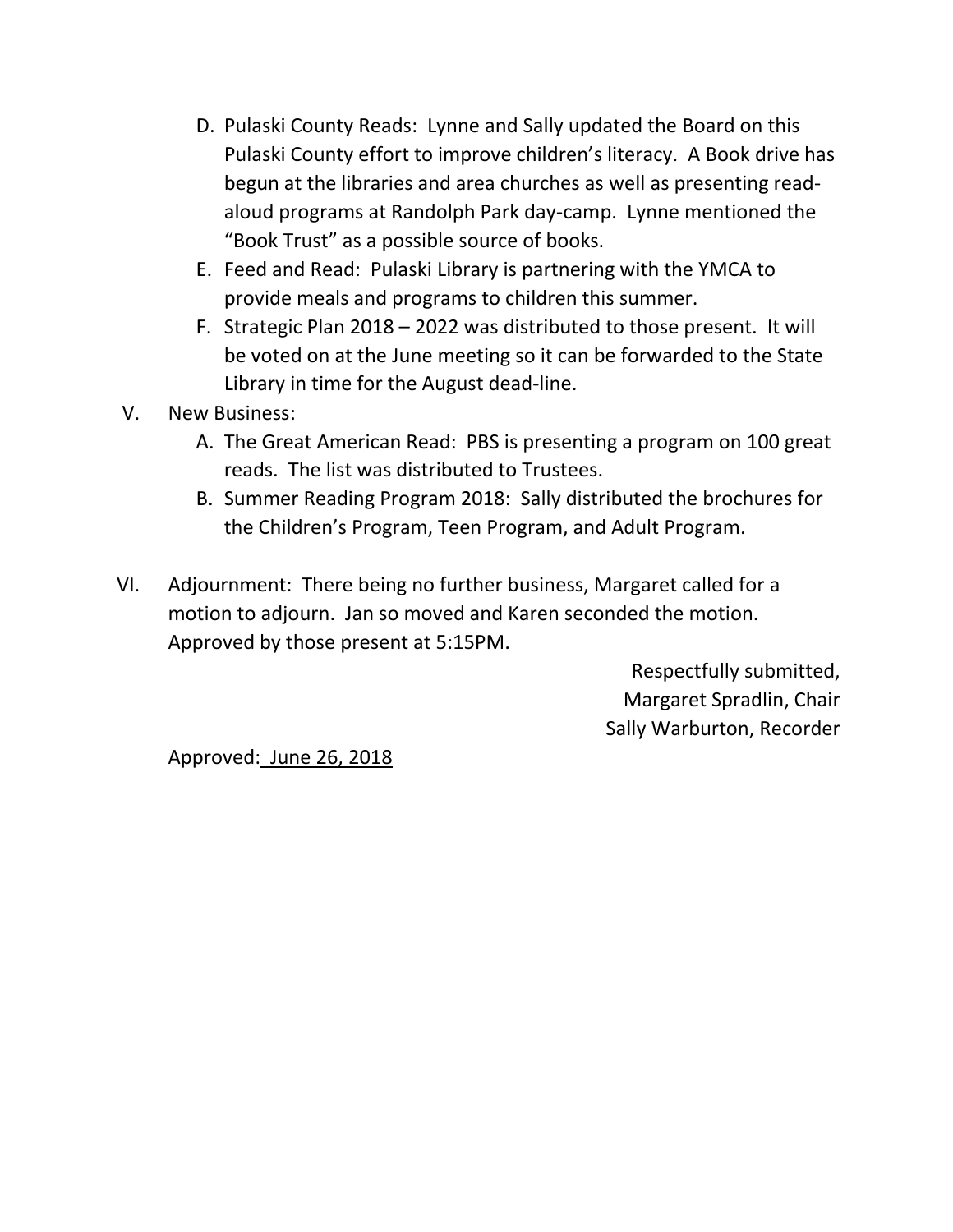D. Pulaski County Reads: Lynne and Sally updated the Board on this Pulaski County effort to improve children's literacy. A Book drive has begun at the libraries and area churches as well as presenting read-aloud programs at Randolph Park day-camp. Lynne mentioned the "Book Trust" as a possible source of books.

E. Feed and Read: Pulaski Library is partnering with the YMCA to provide meals and programs to children this summer.

F. Strategic Plan 2018 – 2022 was distributed to those present. It will be voted on at the June meeting so it can be forwarded to the State Library in time for the August dead-line.

V. New Business:

A. The Great American Read: PBS is presenting a program on 100 great reads. The list was distributed to Trustees.

B. Summer Reading Program 2018: Sally distributed the brochures for the Children's Program, Teen Program, and Adult Program.

VI. Adjournment: There being no further business, Margaret called for a motion to adjourn. Jan so moved and Karen seconded the motion. Approved by those present at 5:15PM.

Respectfully submitted,
Margaret Spradlin, Chair
Sally Warburton, Recorder

Approved: June 26, 2018